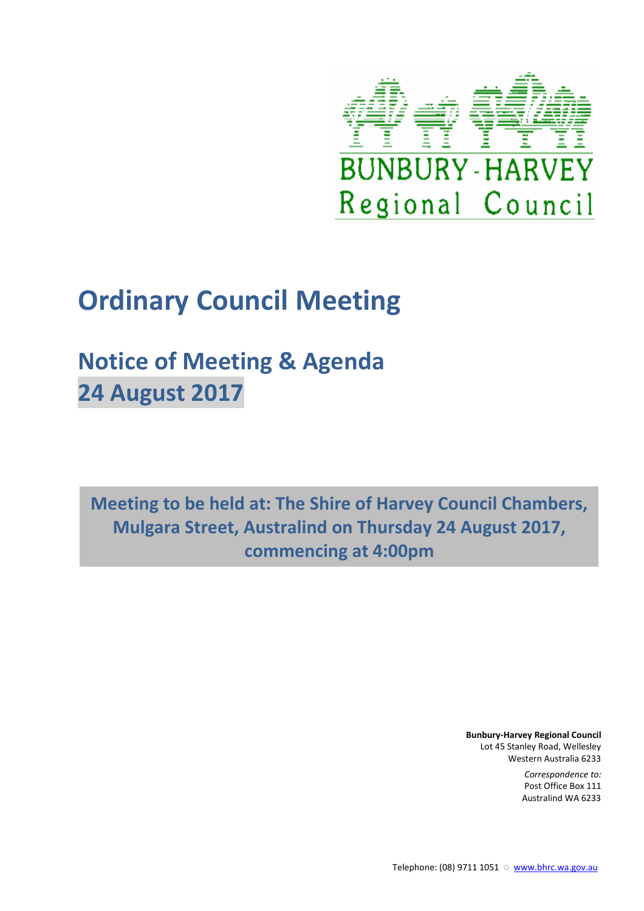BUNBURY-HARVEY
Regional Council

# Ordinary Council Meeting

## Notice of Meeting & Agenda
## 24 August 2017

**Meeting to be held at: The Shire of Harvey Council Chambers, Mulgara Street, Australind on Thursday 24 August 2017, commencing at 4:00pm**

**Bunbury-Harvey Regional Council**
Lot 45 Stanley Road, Wellesley
Western Australia 6233

*Correspondence to:*
Post Office Box 111
Australind WA 6233

Telephone: (08) 9711 1051 ○ www.bhrc.wa.gov.au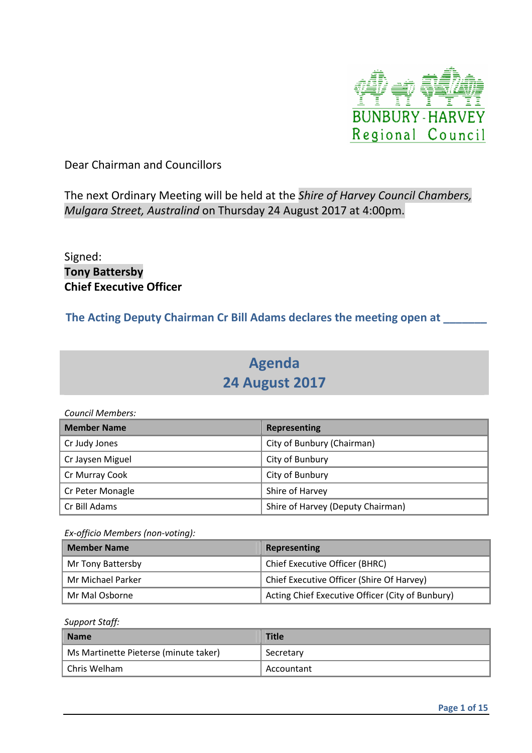Dear Chairman and Councillors

The next Ordinary Meeting will be held at the *Shire of Harvey Council Chambers, Mulgara Street, Australind* on Thursday 24 August 2017 at 4:00pm.

Signed:
**Tony Battersby**
**Chief Executive Officer**

**The Acting Deputy Chairman Cr Bill Adams declares the meeting open at _______**

# Agenda
# 24 August 2017

*Council Members:*

| Member Name | Representing |
|---|---|
| Cr Judy Jones | City of Bunbury (Chairman) |
| Cr Jaysen Miguel | City of Bunbury |
| Cr Murray Cook | City of Bunbury |
| Cr Peter Monagle | Shire of Harvey |
| Cr Bill Adams | Shire of Harvey (Deputy Chairman) |

*Ex-officio Members (non-voting):*

| Member Name | Representing |
|---|---|
| Mr Tony Battersby | Chief Executive Officer (BHRC) |
| Mr Michael Parker | Chief Executive Officer (Shire Of Harvey) |
| Mr Mal Osborne | Acting Chief Executive Officer (City of Bunbury) |

*Support Staff:*

| Name | Title |
|---|---|
| Ms Martinette Pieterse (minute taker) | Secretary |
| Chris Welham | Accountant |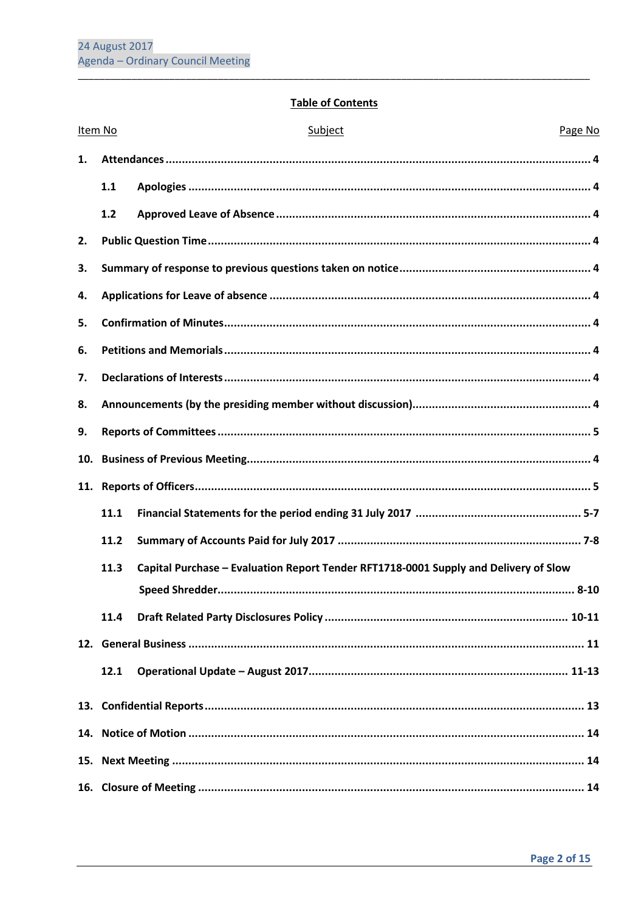## Table of Contents

| Item No | Subject | Page No |
|---|---|---|
| **1.** | **Attendances** | **4** |
| **1.1** | **Apologies** | **4** |
| **1.2** | **Approved Leave of Absence** | **4** |
| **2.** | **Public Question Time** | **4** |
| **3.** | **Summary of response to previous questions taken on notice** | **4** |
| **4.** | **Applications for Leave of absence** | **4** |
| **5.** | **Confirmation of Minutes** | **4** |
| **6.** | **Petitions and Memorials** | **4** |
| **7.** | **Declarations of Interests** | **4** |
| **8.** | **Announcements (by the presiding member without discussion)** | **4** |
| **9.** | **Reports of Committees** | **5** |
| **10.** | **Business of Previous Meeting** | **4** |
| **11.** | **Reports of Officers** | **5** |
| **11.1** | **Financial Statements for the period ending 31 July 2017** | **5-7** |
| **11.2** | **Summary of Accounts Paid for July 2017** | **7-8** |
| **11.3** | **Capital Purchase – Evaluation Report Tender RFT1718-0001 Supply and Delivery of Slow Speed Shredder** | **8-10** |
| **11.4** | **Draft Related Party Disclosures Policy** | **10-11** |
| **12.** | **General Business** | **11** |
| **12.1** | **Operational Update – August 2017** | **11-13** |
| **13.** | **Confidential Reports** | **13** |
| **14.** | **Notice of Motion** | **14** |
| **15.** | **Next Meeting** | **14** |
| **16.** | **Closure of Meeting** | **14** |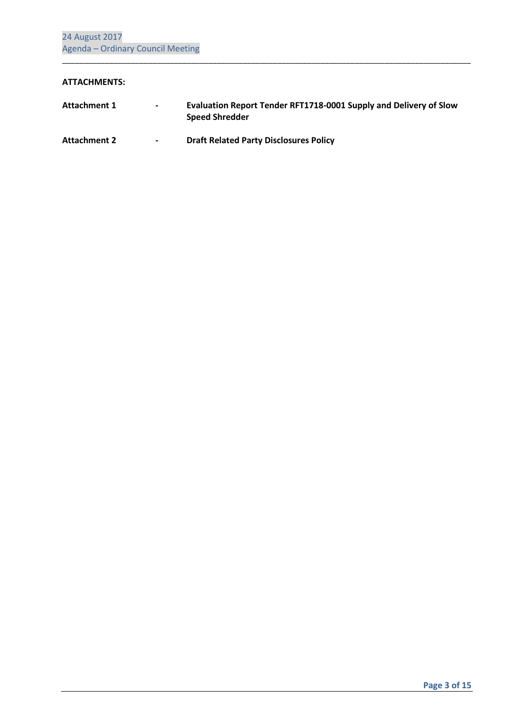**ATTACHMENTS:**

| | | |
|---|---|---|
| **Attachment 1** | **-** | **Evaluation Report Tender RFT1718-0001 Supply and Delivery of Slow Speed Shredder** |
| **Attachment 2** | **-** | **Draft Related Party Disclosures Policy** |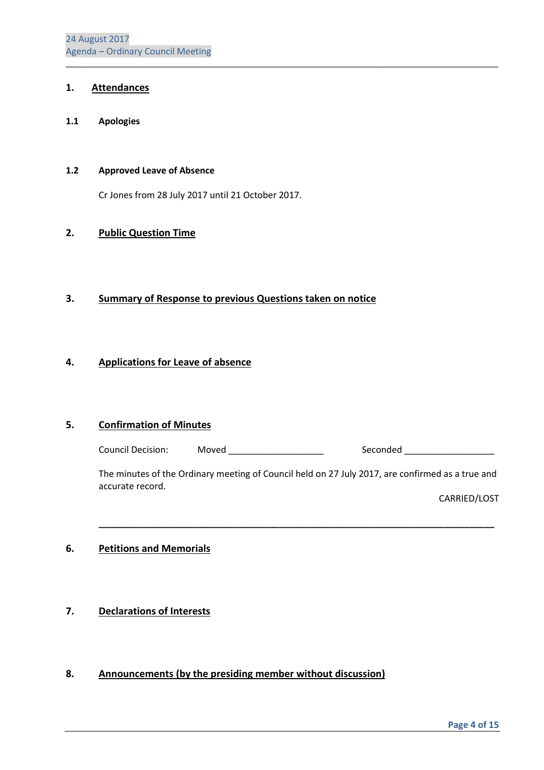## 1. Attendances

### 1.1 Apologies

### 1.2 Approved Leave of Absence

Cr Jones from 28 July 2017 until 21 October 2017.

## 2. Public Question Time

## 3. Summary of Response to previous Questions taken on notice

## 4. Applications for Leave of absence

## 5. Confirmation of Minutes

Council Decision: Moved ___________________ Seconded __________________

The minutes of the Ordinary meeting of Council held on 27 July 2017, are confirmed as a true and accurate record.

CARRIED/LOST

---

## 6. Petitions and Memorials

## 7. Declarations of Interests

## 8. Announcements (by the presiding member without discussion)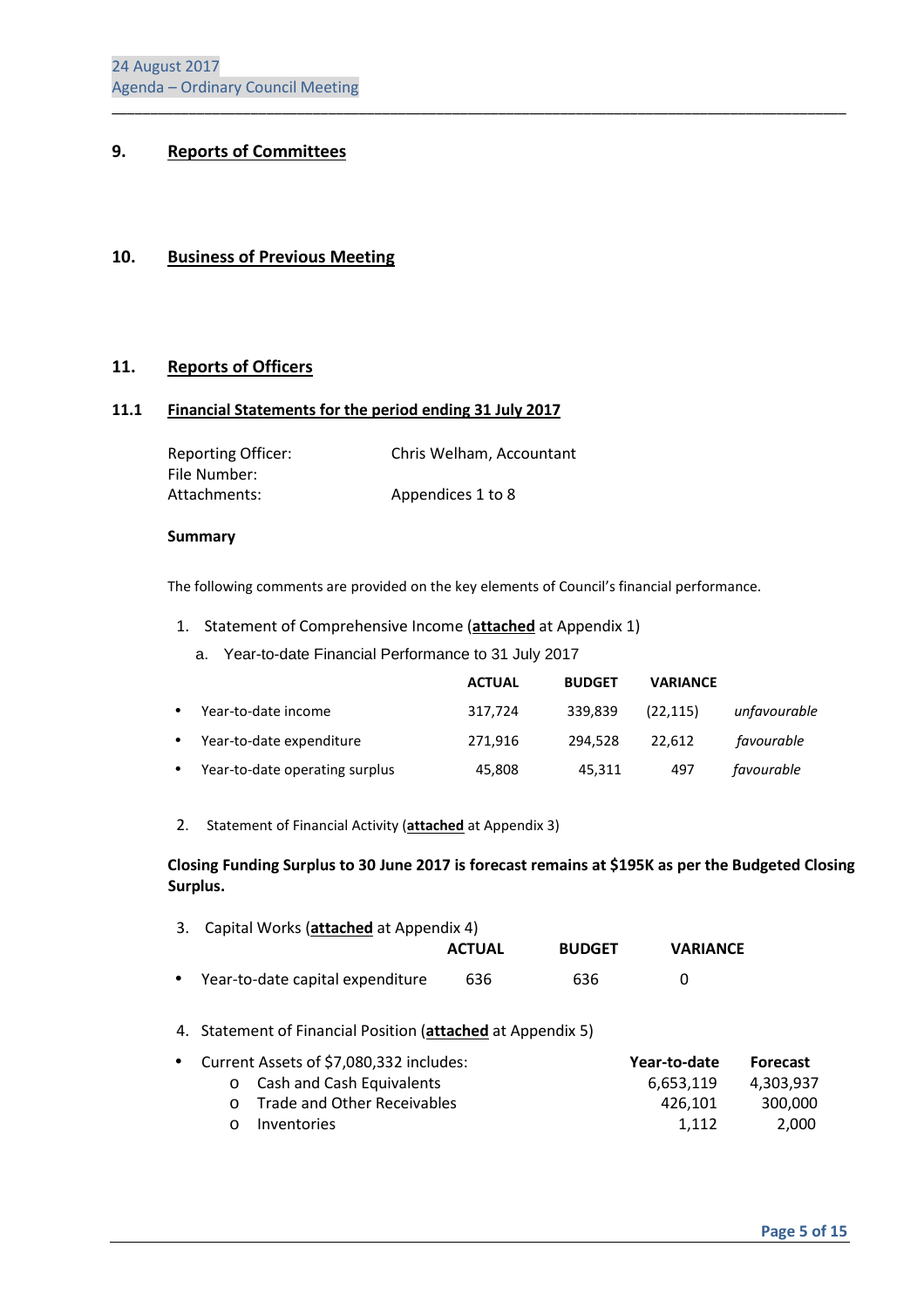## 9. Reports of Committees

## 10. Business of Previous Meeting

## 11. Reports of Officers

### 11.1 Financial Statements for the period ending 31 July 2017

Reporting Officer: Chris Welham, Accountant
File Number:
Attachments: Appendices 1 to 8

**Summary**

The following comments are provided on the key elements of Council's financial performance.

1. Statement of Comprehensive Income (**attached** at Appendix 1)
   a. Year-to-date Financial Performance to 31 July 2017

| | ACTUAL | BUDGET | VARIANCE | |
|---|---|---|---|---|
| • Year-to-date income | 317,724 | 339,839 | (22,115) | *unfavourable* |
| • Year-to-date expenditure | 271,916 | 294,528 | 22,612 | *favourable* |
| • Year-to-date operating surplus | 45,808 | 45,311 | 497 | *favourable* |

2. Statement of Financial Activity (**attached** at Appendix 3)

**Closing Funding Surplus to 30 June 2017 is forecast remains at $195K as per the Budgeted Closing Surplus.**

3. Capital Works (**attached** at Appendix 4)

| | ACTUAL | BUDGET | VARIANCE |
|---|---|---|---|
| • Year-to-date capital expenditure | 636 | 636 | 0 |

4. Statement of Financial Position (**attached** at Appendix 5)

| • Current Assets of $7,080,332 includes: | Year-to-date | Forecast |
|---|---|---|
| o Cash and Cash Equivalents | 6,653,119 | 4,303,937 |
| o Trade and Other Receivables | 426,101 | 300,000 |
| o Inventories | 1,112 | 2,000 |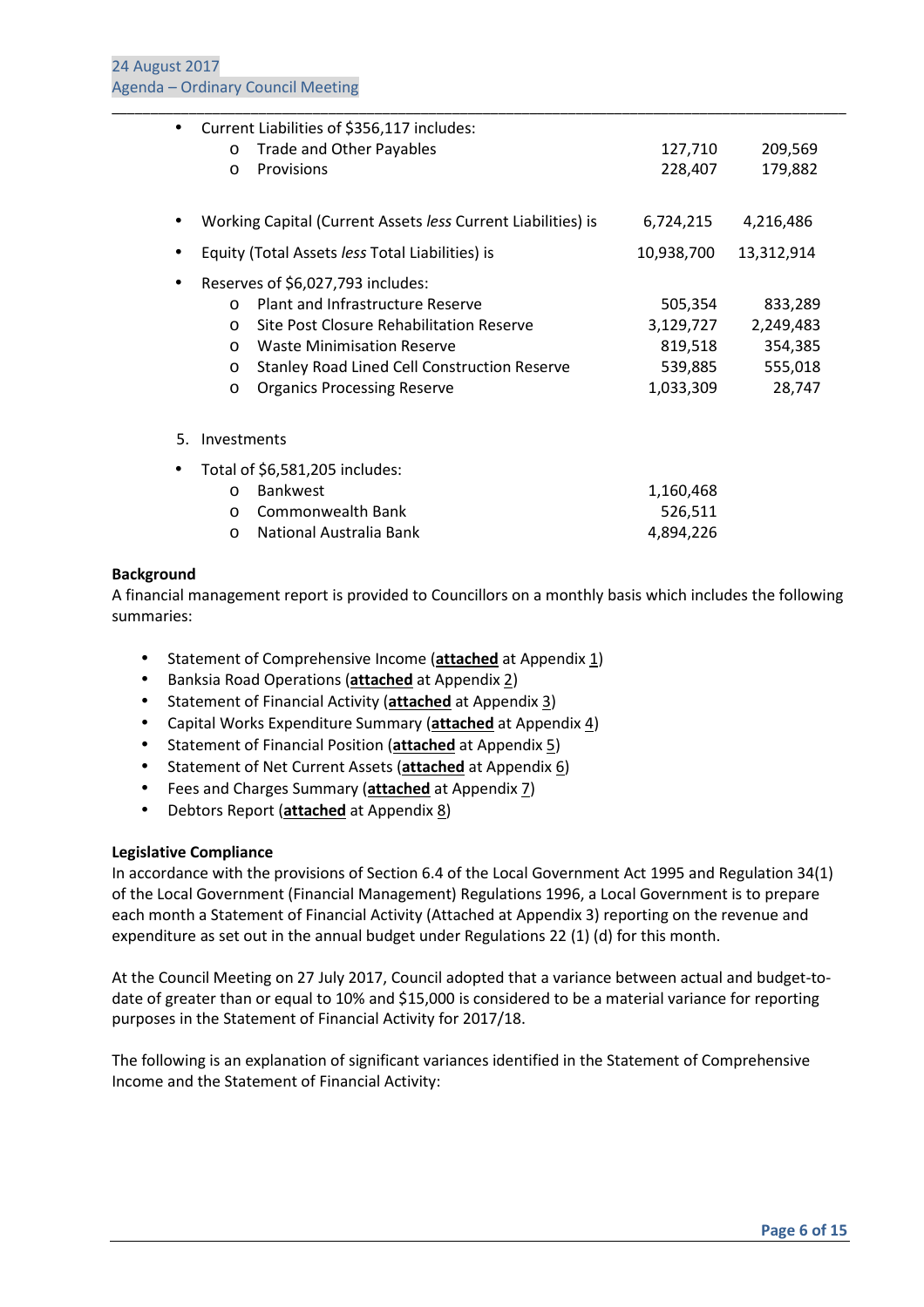- Current Liabilities of $356,117 includes:
  - Trade and Other Payables — 127,710 — 209,569
  - Provisions — 228,407 — 179,882

| | | |
|---|---|---|
| Working Capital (Current Assets *less* Current Liabilities) is | 6,724,215 | 4,216,486 |
| Equity (Total Assets *less* Total Liabilities) is | 10,938,700 | 13,312,914 |

- Reserves of $6,027,793 includes:

| | | |
|---|---|---|
| Plant and Infrastructure Reserve | 505,354 | 833,289 |
| Site Post Closure Rehabilitation Reserve | 3,129,727 | 2,249,483 |
| Waste Minimisation Reserve | 819,518 | 354,385 |
| Stanley Road Lined Cell Construction Reserve | 539,885 | 555,018 |
| Organics Processing Reserve | 1,033,309 | 28,747 |

5. Investments

- Total of $6,581,205 includes:

| | |
|---|---|
| Bankwest | 1,160,468 |
| Commonwealth Bank | 526,511 |
| National Australia Bank | 4,894,226 |

**Background**

A financial management report is provided to Councillors on a monthly basis which includes the following summaries:

- Statement of Comprehensive Income (**attached** at Appendix 1)
- Banksia Road Operations (**attached** at Appendix 2)
- Statement of Financial Activity (**attached** at Appendix 3)
- Capital Works Expenditure Summary (**attached** at Appendix 4)
- Statement of Financial Position (**attached** at Appendix 5)
- Statement of Net Current Assets (**attached** at Appendix 6)
- Fees and Charges Summary (**attached** at Appendix 7)
- Debtors Report (**attached** at Appendix 8)

**Legislative Compliance**

In accordance with the provisions of Section 6.4 of the Local Government Act 1995 and Regulation 34(1) of the Local Government (Financial Management) Regulations 1996, a Local Government is to prepare each month a Statement of Financial Activity (Attached at Appendix 3) reporting on the revenue and expenditure as set out in the annual budget under Regulations 22 (1) (d) for this month.

At the Council Meeting on 27 July 2017, Council adopted that a variance between actual and budget-to-date of greater than or equal to 10% and $15,000 is considered to be a material variance for reporting purposes in the Statement of Financial Activity for 2017/18.

The following is an explanation of significant variances identified in the Statement of Comprehensive Income and the Statement of Financial Activity: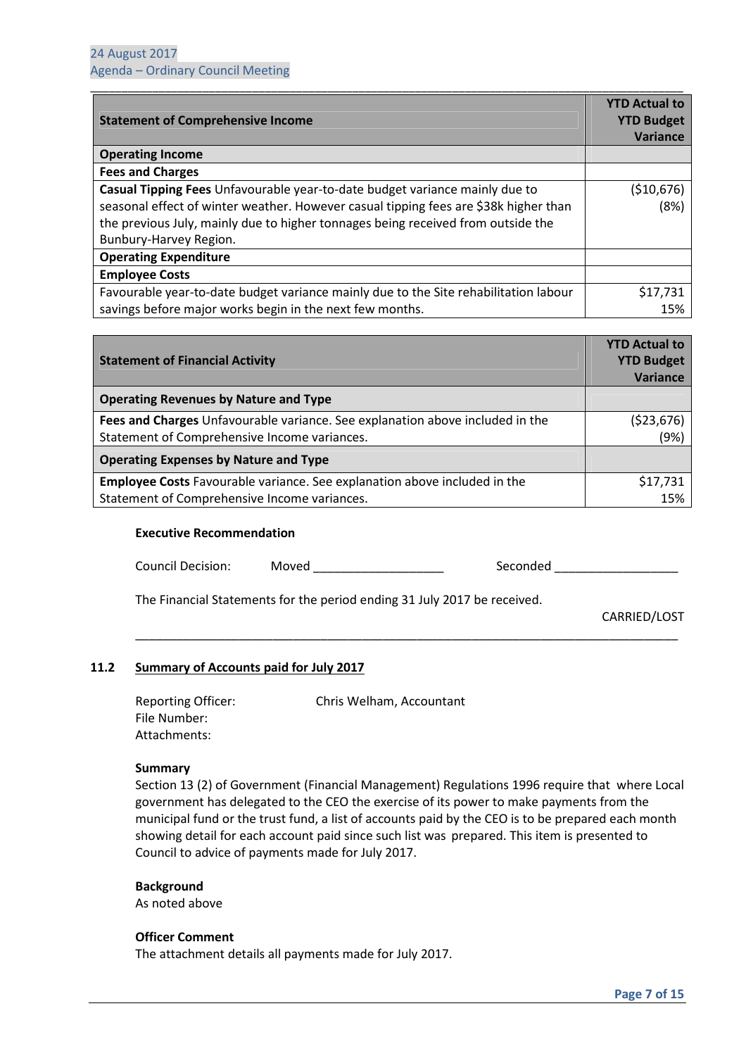| Statement of Comprehensive Income | YTD Actual to YTD Budget Variance |
|---|---|
| **Operating Income** | |
| **Fees and Charges** | |
| **Casual Tipping Fees** Unfavourable year-to-date budget variance mainly due to seasonal effect of winter weather. However casual tipping fees are $38k higher than the previous July, mainly due to higher tonnages being received from outside the Bunbury-Harvey Region. | ($10,676) (8%) |
| **Operating Expenditure** | |
| **Employee Costs** | |
| Favourable year-to-date budget variance mainly due to the Site rehabilitation labour savings before major works begin in the next few months. | $17,731 15% |

| Statement of Financial Activity | YTD Actual to YTD Budget Variance |
|---|---|
| **Operating Revenues by Nature and Type** | |
| **Fees and Charges** Unfavourable variance. See explanation above included in the Statement of Comprehensive Income variances. | ($23,676) (9%) |
| **Operating Expenses by Nature and Type** | |
| **Employee Costs** Favourable variance. See explanation above included in the Statement of Comprehensive Income variances. | $17,731 15% |

**Executive Recommendation**

Council Decision: Moved ___________________ Seconded __________________

The Financial Statements for the period ending 31 July 2017 be received.

CARRIED/LOST

## 11.2 Summary of Accounts paid for July 2017

Reporting Officer: Chris Welham, Accountant
File Number:
Attachments:

**Summary**

Section 13 (2) of Government (Financial Management) Regulations 1996 require that where Local government has delegated to the CEO the exercise of its power to make payments from the municipal fund or the trust fund, a list of accounts paid by the CEO is to be prepared each month showing detail for each account paid since such list was prepared. This item is presented to Council to advice of payments made for July 2017.

**Background**

As noted above

**Officer Comment**

The attachment details all payments made for July 2017.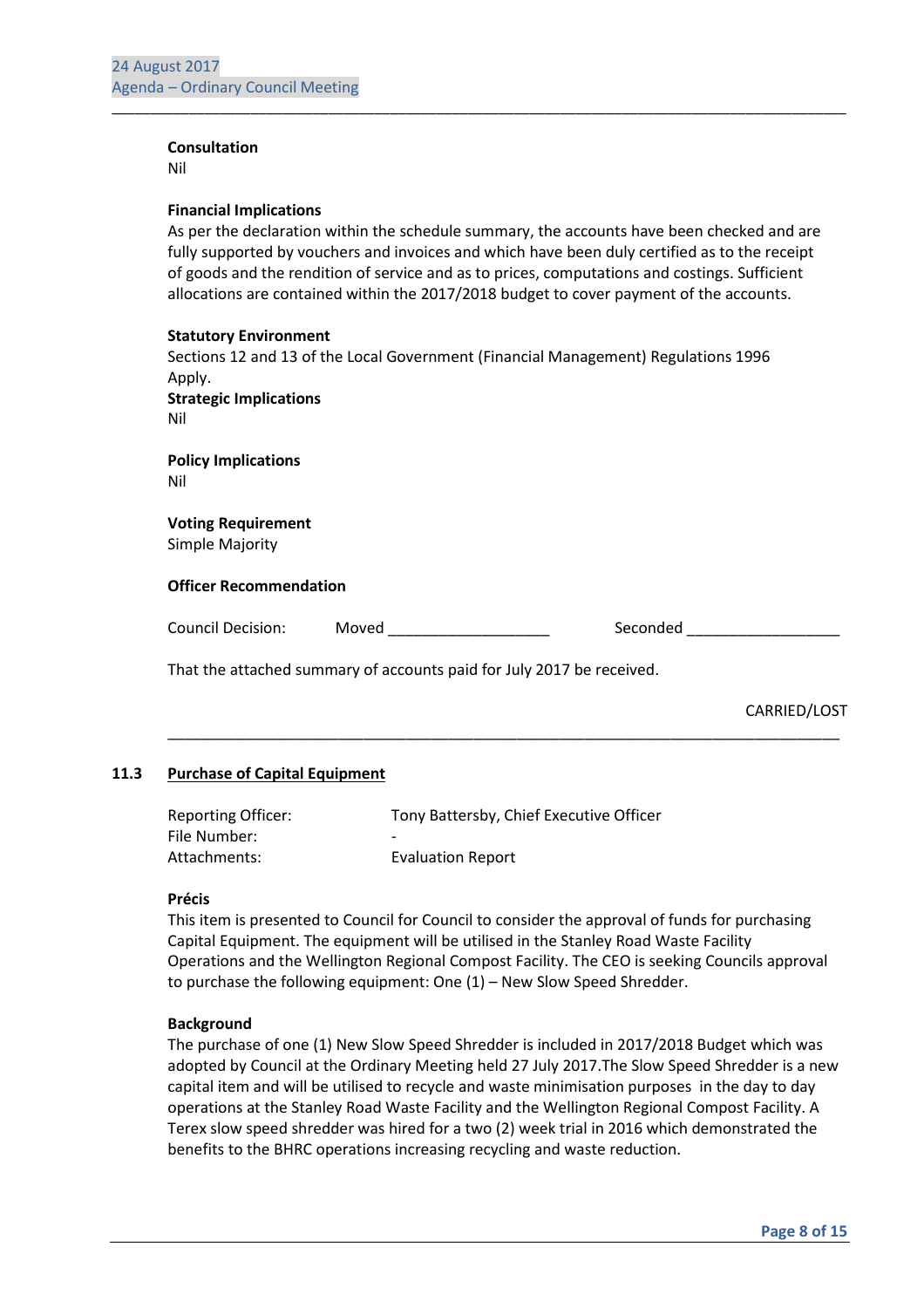**Consultation**
Nil

**Financial Implications**
As per the declaration within the schedule summary, the accounts have been checked and are fully supported by vouchers and invoices and which have been duly certified as to the receipt of goods and the rendition of service and as to prices, computations and costings. Sufficient allocations are contained within the 2017/2018 budget to cover payment of the accounts.

**Statutory Environment**
Sections 12 and 13 of the Local Government (Financial Management) Regulations 1996 Apply.

**Strategic Implications**
Nil

**Policy Implications**
Nil

**Voting Requirement**
Simple Majority

**Officer Recommendation**

Council Decision: Moved ___________________ Seconded __________________

That the attached summary of accounts paid for July 2017 be received.

CARRIED/LOST

---

## 11.3 Purchase of Capital Equipment

Reporting Officer: Tony Battersby, Chief Executive Officer
File Number: -
Attachments: Evaluation Report

**Précis**
This item is presented to Council for Council to consider the approval of funds for purchasing Capital Equipment. The equipment will be utilised in the Stanley Road Waste Facility Operations and the Wellington Regional Compost Facility. The CEO is seeking Councils approval to purchase the following equipment: One (1) – New Slow Speed Shredder.

**Background**
The purchase of one (1) New Slow Speed Shredder is included in 2017/2018 Budget which was adopted by Council at the Ordinary Meeting held 27 July 2017.The Slow Speed Shredder is a new capital item and will be utilised to recycle and waste minimisation purposes in the day to day operations at the Stanley Road Waste Facility and the Wellington Regional Compost Facility. A Terex slow speed shredder was hired for a two (2) week trial in 2016 which demonstrated the benefits to the BHRC operations increasing recycling and waste reduction.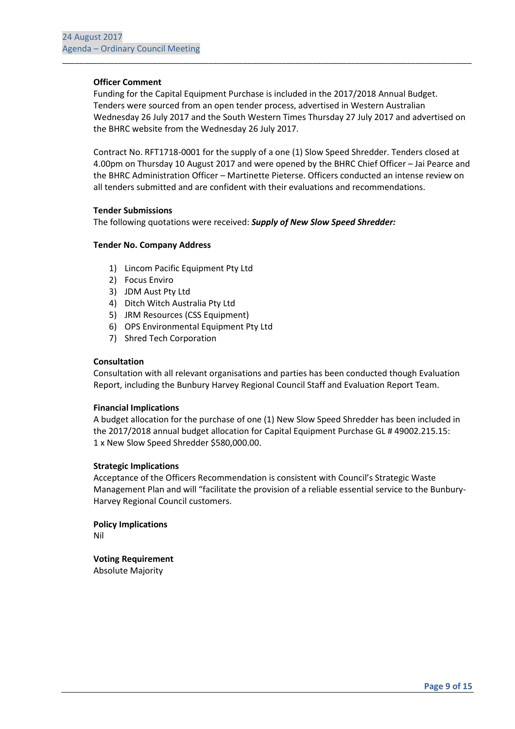**Officer Comment**

Funding for the Capital Equipment Purchase is included in the 2017/2018 Annual Budget. Tenders were sourced from an open tender process, advertised in Western Australian Wednesday 26 July 2017 and the South Western Times Thursday 27 July 2017 and advertised on the BHRC website from the Wednesday 26 July 2017.

Contract No. RFT1718-0001 for the supply of a one (1) Slow Speed Shredder. Tenders closed at 4.00pm on Thursday 10 August 2017 and were opened by the BHRC Chief Officer – Jai Pearce and the BHRC Administration Officer – Martinette Pieterse. Officers conducted an intense review on all tenders submitted and are confident with their evaluations and recommendations.

**Tender Submissions**

The following quotations were received: ***Supply of New Slow Speed Shredder:***

**Tender No. Company Address**

1) Lincom Pacific Equipment Pty Ltd
2) Focus Enviro
3) JDM Aust Pty Ltd
4) Ditch Witch Australia Pty Ltd
5) JRM Resources (CSS Equipment)
6) OPS Environmental Equipment Pty Ltd
7) Shred Tech Corporation

**Consultation**

Consultation with all relevant organisations and parties has been conducted though Evaluation Report, including the Bunbury Harvey Regional Council Staff and Evaluation Report Team.

**Financial Implications**

A budget allocation for the purchase of one (1) New Slow Speed Shredder has been included in the 2017/2018 annual budget allocation for Capital Equipment Purchase GL # 49002.215.15:
1 x New Slow Speed Shredder $580,000.00.

**Strategic Implications**

Acceptance of the Officers Recommendation is consistent with Council's Strategic Waste Management Plan and will "facilitate the provision of a reliable essential service to the Bunbury-Harvey Regional Council customers.

**Policy Implications**

Nil

**Voting Requirement**

Absolute Majority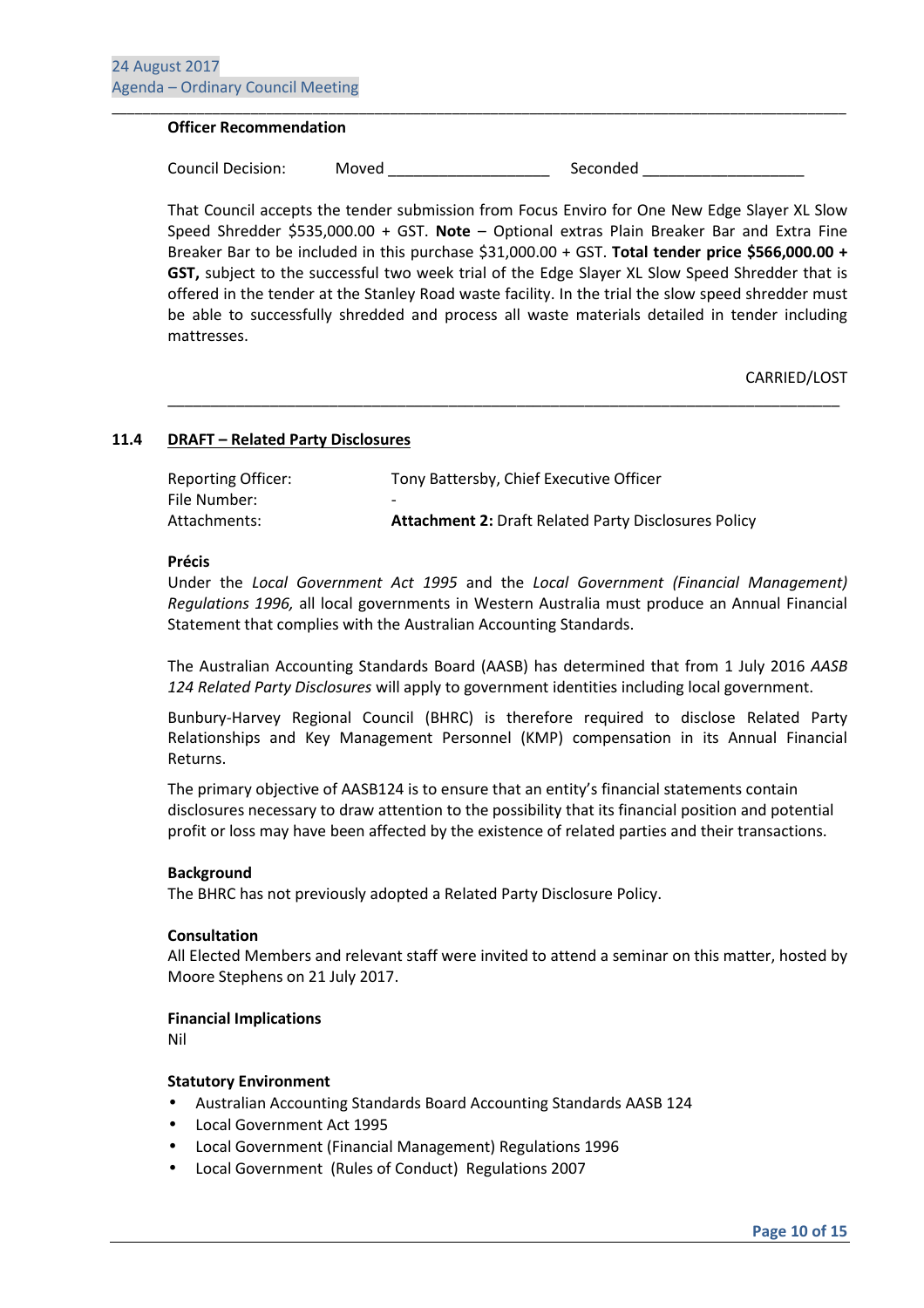**Officer Recommendation**

Council Decision: Moved \_\_\_\_\_\_\_\_\_\_\_\_\_\_\_\_\_\_\_ Seconded \_\_\_\_\_\_\_\_\_\_\_\_\_\_\_\_\_\_\_

That Council accepts the tender submission from Focus Enviro for One New Edge Slayer XL Slow Speed Shredder $535,000.00 + GST. **Note** – Optional extras Plain Breaker Bar and Extra Fine Breaker Bar to be included in this purchase $31,000.00 + GST. **Total tender price $566,000.00 + GST,** subject to the successful two week trial of the Edge Slayer XL Slow Speed Shredder that is offered in the tender at the Stanley Road waste facility. In the trial the slow speed shredder must be able to successfully shredded and process all waste materials detailed in tender including mattresses.

CARRIED/LOST

---

## 11.4 DRAFT – Related Party Disclosures

| | |
|---|---|
| Reporting Officer: | Tony Battersby, Chief Executive Officer |
| File Number: | - |
| Attachments: | **Attachment 2:** Draft Related Party Disclosures Policy |

**Précis**

Under the *Local Government Act 1995* and the *Local Government (Financial Management) Regulations 1996,* all local governments in Western Australia must produce an Annual Financial Statement that complies with the Australian Accounting Standards.

The Australian Accounting Standards Board (AASB) has determined that from 1 July 2016 *AASB 124 Related Party Disclosures* will apply to government identities including local government.

Bunbury-Harvey Regional Council (BHRC) is therefore required to disclose Related Party Relationships and Key Management Personnel (KMP) compensation in its Annual Financial Returns.

The primary objective of AASB124 is to ensure that an entity's financial statements contain disclosures necessary to draw attention to the possibility that its financial position and potential profit or loss may have been affected by the existence of related parties and their transactions.

**Background**

The BHRC has not previously adopted a Related Party Disclosure Policy.

**Consultation**

All Elected Members and relevant staff were invited to attend a seminar on this matter, hosted by Moore Stephens on 21 July 2017.

**Financial Implications**

Nil

**Statutory Environment**

- Australian Accounting Standards Board Accounting Standards AASB 124
- Local Government Act 1995
- Local Government (Financial Management) Regulations 1996
- Local Government (Rules of Conduct) Regulations 2007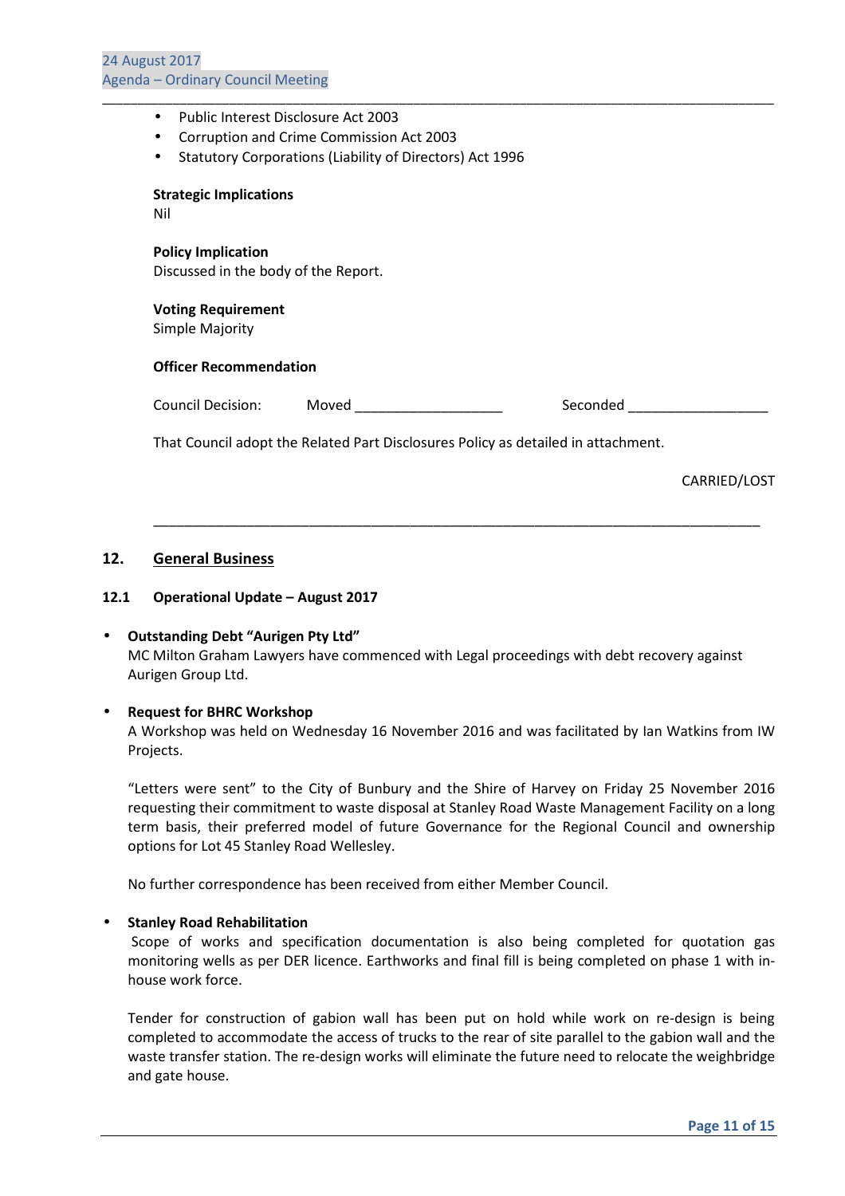- Public Interest Disclosure Act 2003
- Corruption and Crime Commission Act 2003
- Statutory Corporations (Liability of Directors) Act 1996

**Strategic Implications**
Nil

**Policy Implication**
Discussed in the body of the Report.

**Voting Requirement**
Simple Majority

**Officer Recommendation**

Council Decision: Moved ___________________ Seconded __________________

That Council adopt the Related Part Disclosures Policy as detailed in attachment.

CARRIED/LOST

---

## 12. General Business

### 12.1 Operational Update – August 2017

- **Outstanding Debt "Aurigen Pty Ltd"**
  MC Milton Graham Lawyers have commenced with Legal proceedings with debt recovery against Aurigen Group Ltd.

- **Request for BHRC Workshop**
  A Workshop was held on Wednesday 16 November 2016 and was facilitated by Ian Watkins from IW Projects.

  "Letters were sent" to the City of Bunbury and the Shire of Harvey on Friday 25 November 2016 requesting their commitment to waste disposal at Stanley Road Waste Management Facility on a long term basis, their preferred model of future Governance for the Regional Council and ownership options for Lot 45 Stanley Road Wellesley.

  No further correspondence has been received from either Member Council.

- **Stanley Road Rehabilitation**
  Scope of works and specification documentation is also being completed for quotation gas monitoring wells as per DER licence. Earthworks and final fill is being completed on phase 1 with in-house work force.

  Tender for construction of gabion wall has been put on hold while work on re-design is being completed to accommodate the access of trucks to the rear of site parallel to the gabion wall and the waste transfer station. The re-design works will eliminate the future need to relocate the weighbridge and gate house.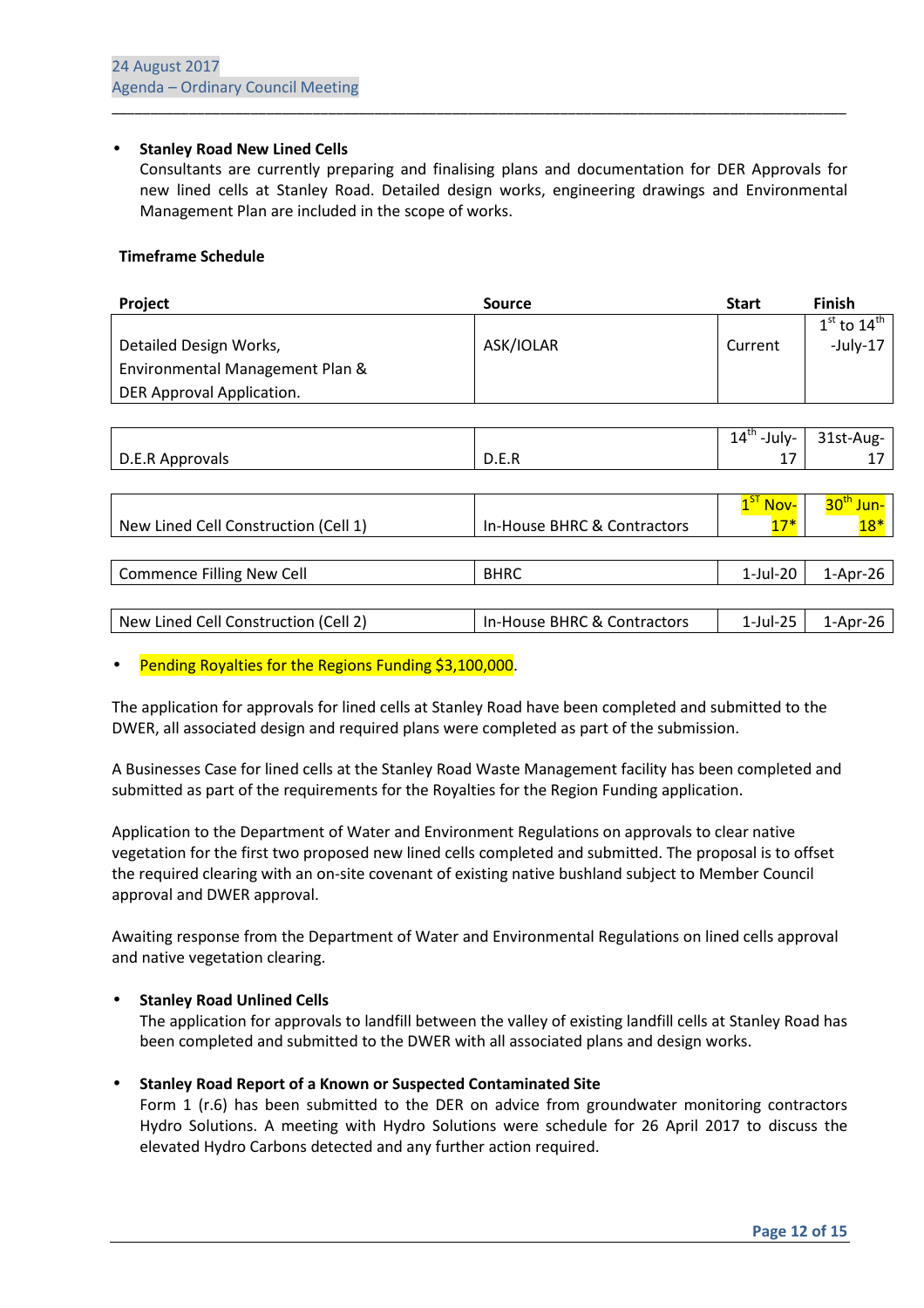- **Stanley Road New Lined Cells**
  Consultants are currently preparing and finalising plans and documentation for DER Approvals for new lined cells at Stanley Road. Detailed design works, engineering drawings and Environmental Management Plan are included in the scope of works.

**Timeframe Schedule**

| Project | Source | Start | Finish |
|---|---|---|---|
| Detailed Design Works, Environmental Management Plan & DER Approval Application. | ASK/IOLAR | Current | 1st to 14th -July-17 |
| D.E.R Approvals | D.E.R | 14th -July-17 | 31st-Aug-17 |
| New Lined Cell Construction (Cell 1) | In-House BHRC & Contractors | 1ST Nov-17* | 30th Jun-18* |
| Commence Filling New Cell | BHRC | 1-Jul-20 | 1-Apr-26 |
| New Lined Cell Construction (Cell 2) | In-House BHRC & Contractors | 1-Jul-25 | 1-Apr-26 |

- Pending Royalties for the Regions Funding $3,100,000.

The application for approvals for lined cells at Stanley Road have been completed and submitted to the DWER, all associated design and required plans were completed as part of the submission.

A Businesses Case for lined cells at the Stanley Road Waste Management facility has been completed and submitted as part of the requirements for the Royalties for the Region Funding application.

Application to the Department of Water and Environment Regulations on approvals to clear native vegetation for the first two proposed new lined cells completed and submitted. The proposal is to offset the required clearing with an on-site covenant of existing native bushland subject to Member Council approval and DWER approval.

Awaiting response from the Department of Water and Environmental Regulations on lined cells approval and native vegetation clearing.

- **Stanley Road Unlined Cells**
  The application for approvals to landfill between the valley of existing landfill cells at Stanley Road has been completed and submitted to the DWER with all associated plans and design works.

- **Stanley Road Report of a Known or Suspected Contaminated Site**
  Form 1 (r.6) has been submitted to the DER on advice from groundwater monitoring contractors Hydro Solutions. A meeting with Hydro Solutions were schedule for 26 April 2017 to discuss the elevated Hydro Carbons detected and any further action required.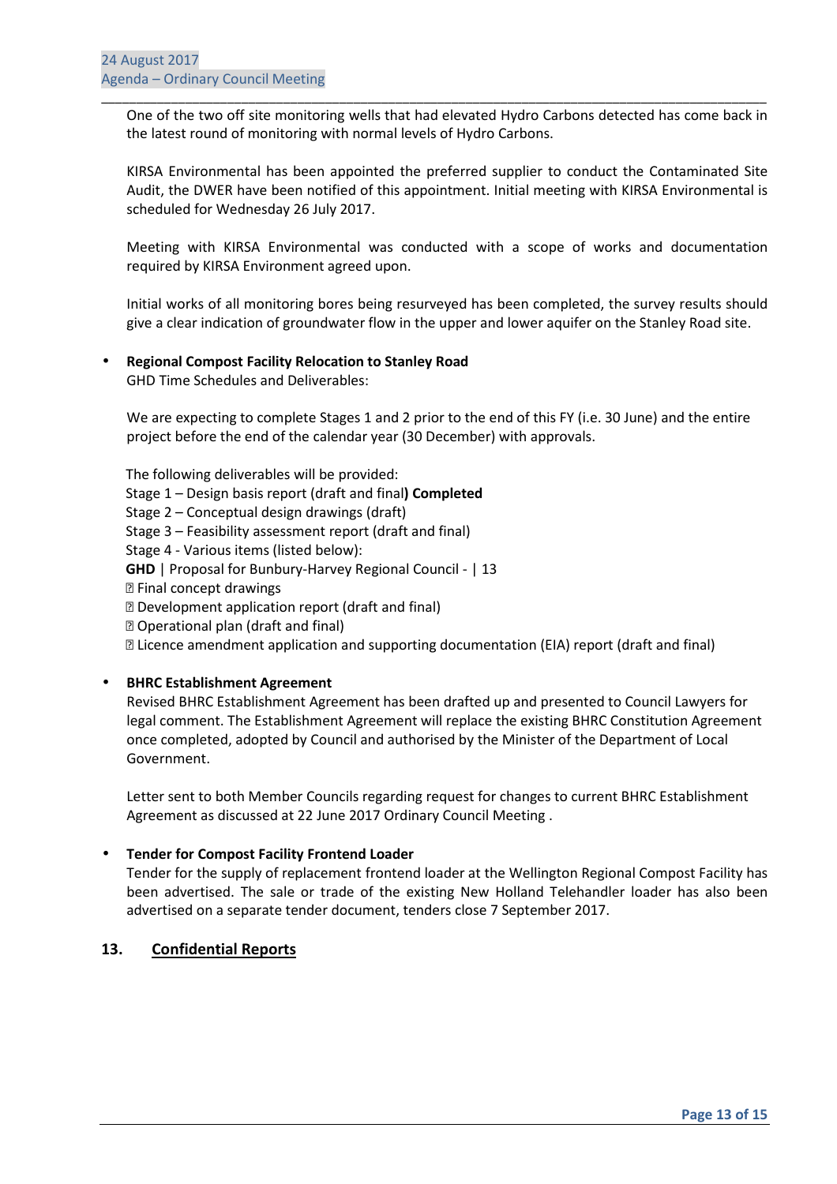One of the two off site monitoring wells that had elevated Hydro Carbons detected has come back in the latest round of monitoring with normal levels of Hydro Carbons.

KIRSA Environmental has been appointed the preferred supplier to conduct the Contaminated Site Audit, the DWER have been notified of this appointment. Initial meeting with KIRSA Environmental is scheduled for Wednesday 26 July 2017.

Meeting with KIRSA Environmental was conducted with a scope of works and documentation required by KIRSA Environment agreed upon.

Initial works of all monitoring bores being resurveyed has been completed, the survey results should give a clear indication of groundwater flow in the upper and lower aquifer on the Stanley Road site.

- **Regional Compost Facility Relocation to Stanley Road**
  GHD Time Schedules and Deliverables:

  We are expecting to complete Stages 1 and 2 prior to the end of this FY (i.e. 30 June) and the entire project before the end of the calendar year (30 December) with approvals.

  The following deliverables will be provided:
  Stage 1 – Design basis report (draft and final**) Completed**
  Stage 2 – Conceptual design drawings (draft)
  Stage 3 – Feasibility assessment report (draft and final)
  Stage 4 - Various items (listed below):
  **GHD** | Proposal for Bunbury-Harvey Regional Council - | 13
  - Final concept drawings
  - Development application report (draft and final)
  - Operational plan (draft and final)
  - Licence amendment application and supporting documentation (EIA) report (draft and final)

- **BHRC Establishment Agreement**
  Revised BHRC Establishment Agreement has been drafted up and presented to Council Lawyers for legal comment. The Establishment Agreement will replace the existing BHRC Constitution Agreement once completed, adopted by Council and authorised by the Minister of the Department of Local Government.

  Letter sent to both Member Councils regarding request for changes to current BHRC Establishment Agreement as discussed at 22 June 2017 Ordinary Council Meeting .

- **Tender for Compost Facility Frontend Loader**
  Tender for the supply of replacement frontend loader at the Wellington Regional Compost Facility has been advertised. The sale or trade of the existing New Holland Telehandler loader has also been advertised on a separate tender document, tenders close 7 September 2017.

## 13. Confidential Reports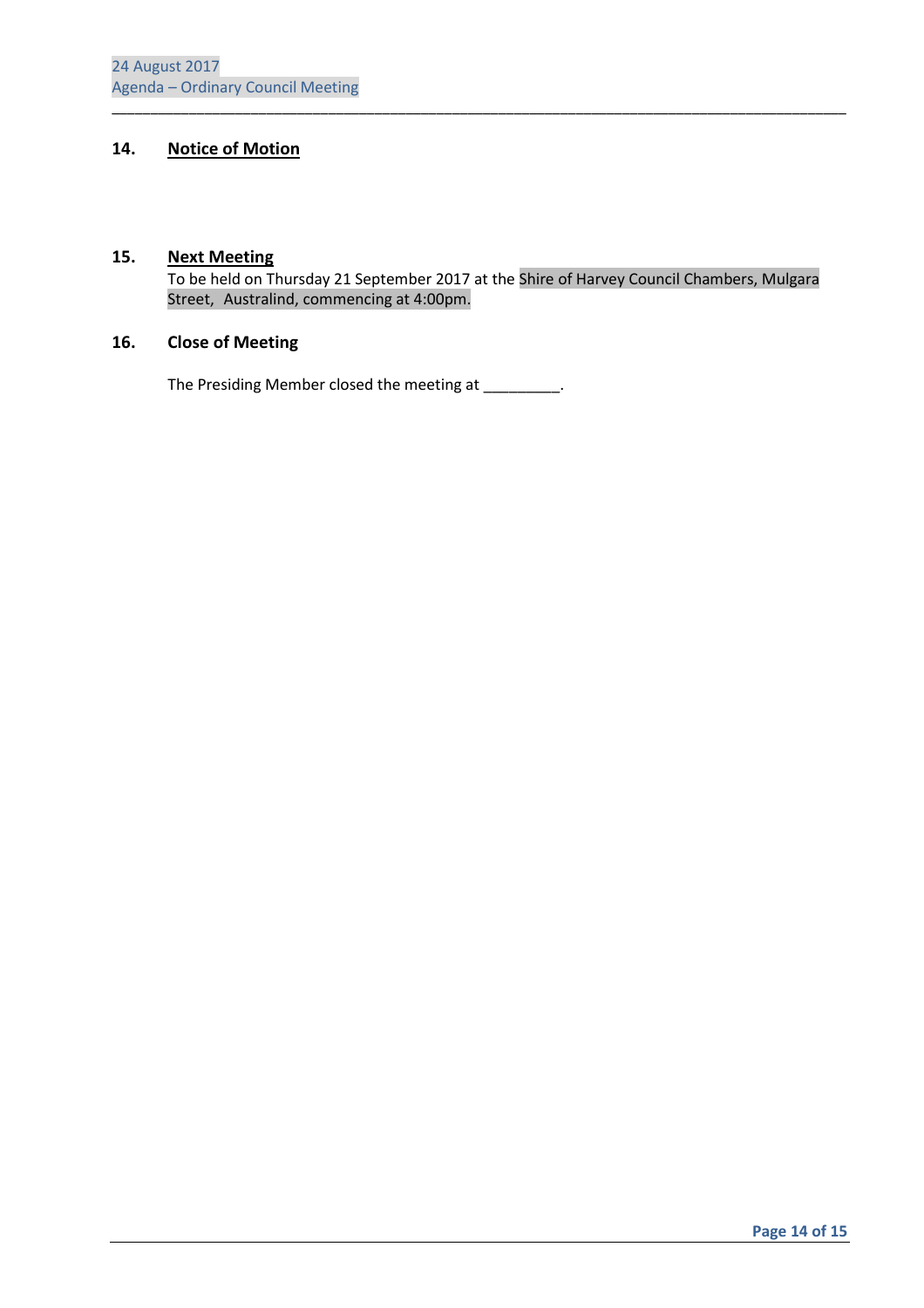## 14. Notice of Motion

## 15. Next Meeting

To be held on Thursday 21 September 2017 at the Shire of Harvey Council Chambers, Mulgara Street, Australind, commencing at 4:00pm.

## 16. Close of Meeting

The Presiding Member closed the meeting at _________.